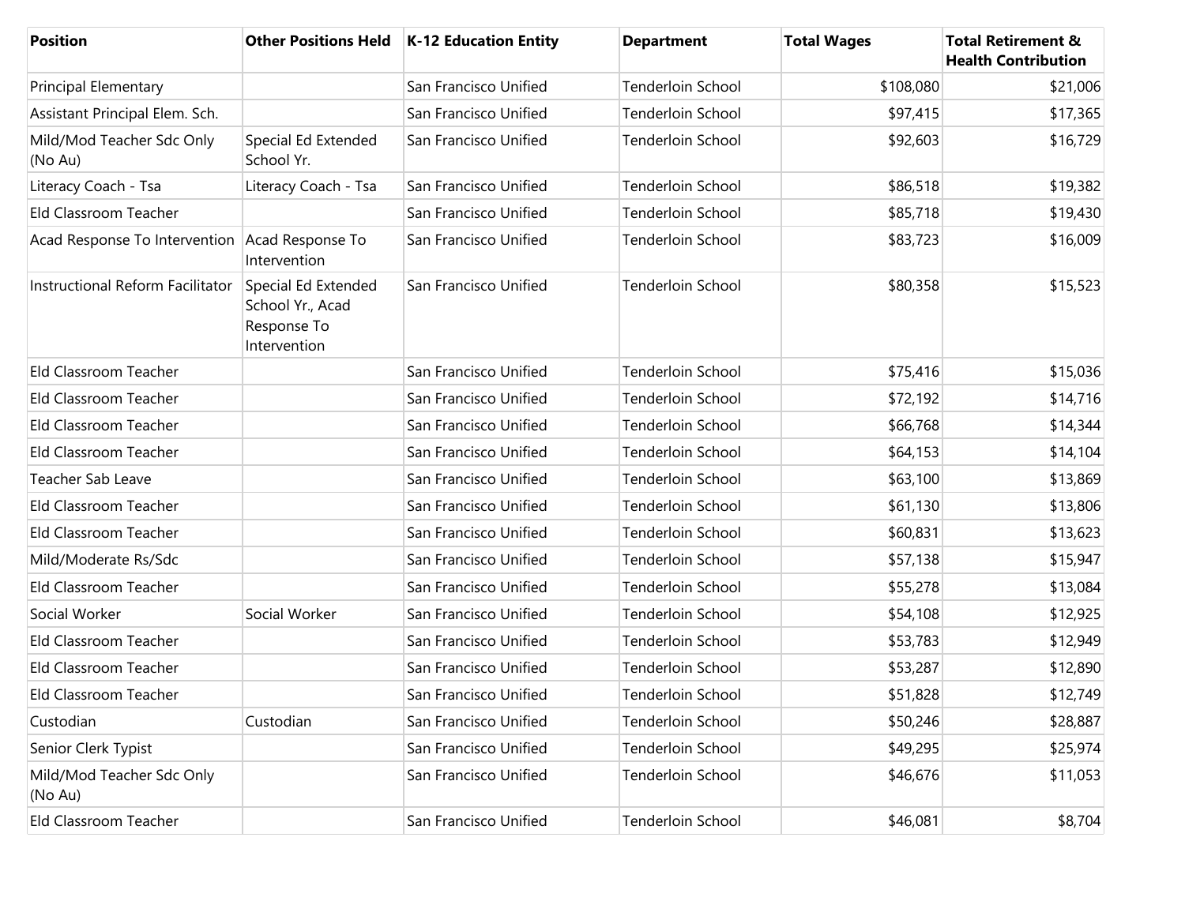| Position | Other Positions Held | K-12 Education Entity | Department | Total Wages | Total Retirement & Health Contribution |
|---|---|---|---|---|---|
| Principal Elementary | | San Francisco Unified | Tenderloin School | $108,080 | $21,006 |
| Assistant Principal Elem. Sch. | | San Francisco Unified | Tenderloin School | $97,415 | $17,365 |
| Mild/Mod Teacher Sdc Only (No Au) | Special Ed Extended School Yr. | San Francisco Unified | Tenderloin School | $92,603 | $16,729 |
| Literacy Coach - Tsa | Literacy Coach - Tsa | San Francisco Unified | Tenderloin School | $86,518 | $19,382 |
| Eld Classroom Teacher | | San Francisco Unified | Tenderloin School | $85,718 | $19,430 |
| Acad Response To Intervention | Acad Response To Intervention | San Francisco Unified | Tenderloin School | $83,723 | $16,009 |
| Instructional Reform Facilitator | Special Ed Extended School Yr., Acad Response To Intervention | San Francisco Unified | Tenderloin School | $80,358 | $15,523 |
| Eld Classroom Teacher | | San Francisco Unified | Tenderloin School | $75,416 | $15,036 |
| Eld Classroom Teacher | | San Francisco Unified | Tenderloin School | $72,192 | $14,716 |
| Eld Classroom Teacher | | San Francisco Unified | Tenderloin School | $66,768 | $14,344 |
| Eld Classroom Teacher | | San Francisco Unified | Tenderloin School | $64,153 | $14,104 |
| Teacher Sab Leave | | San Francisco Unified | Tenderloin School | $63,100 | $13,869 |
| Eld Classroom Teacher | | San Francisco Unified | Tenderloin School | $61,130 | $13,806 |
| Eld Classroom Teacher | | San Francisco Unified | Tenderloin School | $60,831 | $13,623 |
| Mild/Moderate Rs/Sdc | | San Francisco Unified | Tenderloin School | $57,138 | $15,947 |
| Eld Classroom Teacher | | San Francisco Unified | Tenderloin School | $55,278 | $13,084 |
| Social Worker | Social Worker | San Francisco Unified | Tenderloin School | $54,108 | $12,925 |
| Eld Classroom Teacher | | San Francisco Unified | Tenderloin School | $53,783 | $12,949 |
| Eld Classroom Teacher | | San Francisco Unified | Tenderloin School | $53,287 | $12,890 |
| Eld Classroom Teacher | | San Francisco Unified | Tenderloin School | $51,828 | $12,749 |
| Custodian | Custodian | San Francisco Unified | Tenderloin School | $50,246 | $28,887 |
| Senior Clerk Typist | | San Francisco Unified | Tenderloin School | $49,295 | $25,974 |
| Mild/Mod Teacher Sdc Only (No Au) | | San Francisco Unified | Tenderloin School | $46,676 | $11,053 |
| Eld Classroom Teacher | | San Francisco Unified | Tenderloin School | $46,081 | $8,704 |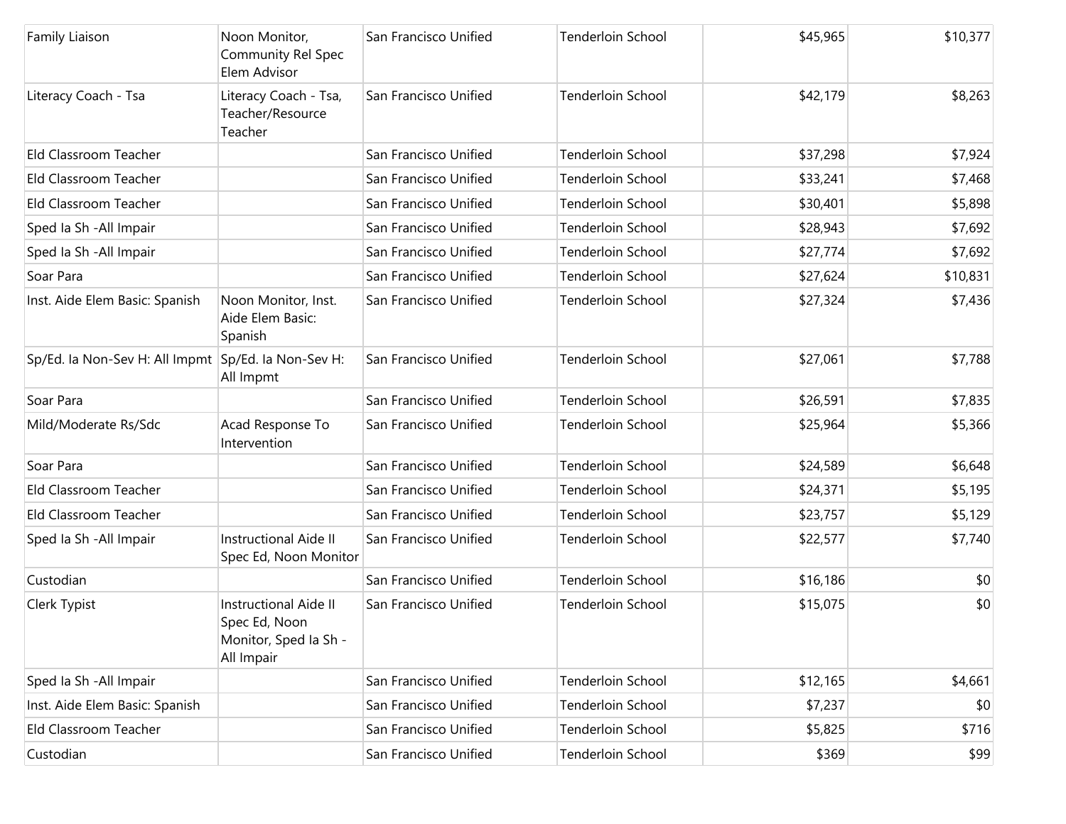| | | | | | |
|---|---|---|---|---|---|
| Family Liaison | Noon Monitor, Community Rel Spec Elem Advisor | San Francisco Unified | Tenderloin School | $45,965 | $10,377 |
| Literacy Coach - Tsa | Literacy Coach - Tsa, Teacher/Resource Teacher | San Francisco Unified | Tenderloin School | $42,179 | $8,263 |
| Eld Classroom Teacher | | San Francisco Unified | Tenderloin School | $37,298 | $7,924 |
| Eld Classroom Teacher | | San Francisco Unified | Tenderloin School | $33,241 | $7,468 |
| Eld Classroom Teacher | | San Francisco Unified | Tenderloin School | $30,401 | $5,898 |
| Sped Ia Sh -All Impair | | San Francisco Unified | Tenderloin School | $28,943 | $7,692 |
| Sped Ia Sh -All Impair | | San Francisco Unified | Tenderloin School | $27,774 | $7,692 |
| Soar Para | | San Francisco Unified | Tenderloin School | $27,624 | $10,831 |
| Inst. Aide Elem Basic: Spanish | Noon Monitor, Inst. Aide Elem Basic: Spanish | San Francisco Unified | Tenderloin School | $27,324 | $7,436 |
| Sp/Ed. Ia Non-Sev H: All Impmt | Sp/Ed. Ia Non-Sev H: All Impmt | San Francisco Unified | Tenderloin School | $27,061 | $7,788 |
| Soar Para | | San Francisco Unified | Tenderloin School | $26,591 | $7,835 |
| Mild/Moderate Rs/Sdc | Acad Response To Intervention | San Francisco Unified | Tenderloin School | $25,964 | $5,366 |
| Soar Para | | San Francisco Unified | Tenderloin School | $24,589 | $6,648 |
| Eld Classroom Teacher | | San Francisco Unified | Tenderloin School | $24,371 | $5,195 |
| Eld Classroom Teacher | | San Francisco Unified | Tenderloin School | $23,757 | $5,129 |
| Sped Ia Sh -All Impair | Instructional Aide II Spec Ed, Noon Monitor | San Francisco Unified | Tenderloin School | $22,577 | $7,740 |
| Custodian | | San Francisco Unified | Tenderloin School | $16,186 | $0 |
| Clerk Typist | Instructional Aide II Spec Ed, Noon Monitor, Sped Ia Sh - All Impair | San Francisco Unified | Tenderloin School | $15,075 | $0 |
| Sped Ia Sh -All Impair | | San Francisco Unified | Tenderloin School | $12,165 | $4,661 |
| Inst. Aide Elem Basic: Spanish | | San Francisco Unified | Tenderloin School | $7,237 | $0 |
| Eld Classroom Teacher | | San Francisco Unified | Tenderloin School | $5,825 | $716 |
| Custodian | | San Francisco Unified | Tenderloin School | $369 | $99 |